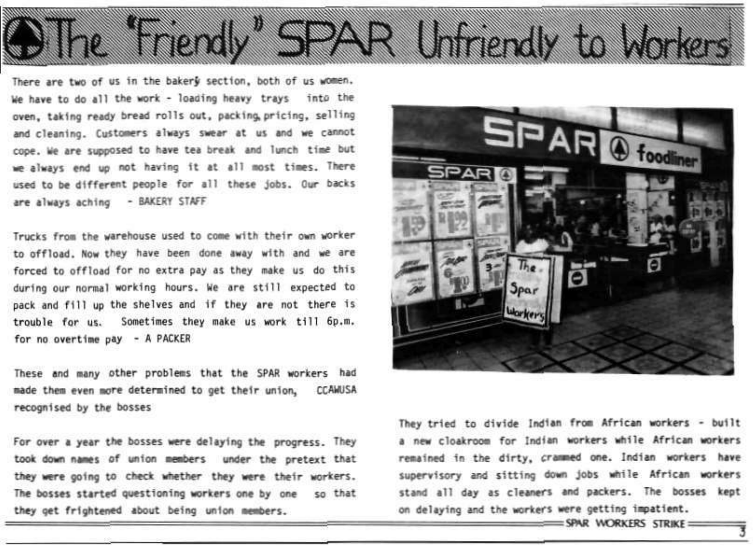# The "Friendly" SPAR Unfriendly to Workers

There are two of us in the bakery section, both of us women. We have to do all the work - loading heavy trays into the oven, taking ready bread rolls out, packing, pricing, selling and cleaning. Customers always swear at us and we cannot cope. We are supposed to have tea break and lunch time but we always end up not having it at all most times. There used to be different people for all these jobs. Our backs are always aching - BAKERY STAFF

Trucks from the warehouse used to come with their own worker to offload. Now they have been done away with and we are forced to offload for no extra pay as they make us do this during our normal working hours. We are still expected to pack and fill up the shelves and if they are not there is trouble for us. Sometimes they make us work till 6p.m. for no overtime pay - A PACKER

These and many other problems that the SPAR workers had made them even more determined to get their union, CCAWUSA recognised by the bosses

For over a year the bosses were delaying the progress. They took down names of union members under the pretext that they were going to check whether they were their workers. The bosses started questioning workers one by one so that they get frightened about being union members.

They tried to divide Indian from African workers - built a new cloakroom for Indian workers while African workers remained in the dirty, crammed one. Indian workers have supervisory and sitting down jobs while African workers stand all day as cleaners and packers. The bosses kept on delaying and the workers were getting impatient.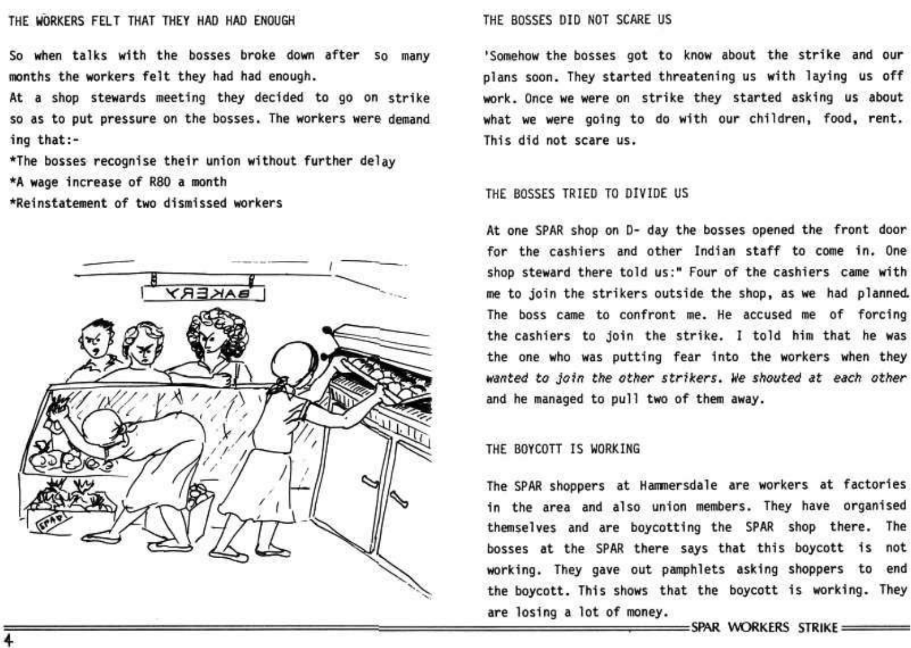## THE WORKERS FELT THAT THEY HAD HAD ENOUGH

So when talks with the bosses broke down after so many months the workers felt they had had enough.
At a shop stewards meeting they decided to go on strike so as to put pressure on the bosses. The workers were demanding that:-

*The bosses recognise their union without further delay
*A wage increase of R80 a month
*Reinstatement of two dismissed workers

## THE BOSSES DID NOT SCARE US

'Somehow the bosses got to know about the strike and our plans soon. They started threatening us with laying us off work. Once we were on strike they started asking us about what we were going to do with our children, food, rent. This did not scare us.

## THE BOSSES TRIED TO DIVIDE US

At one SPAR shop on D- day the bosses opened the front door for the cashiers and other Indian staff to come in. One shop steward there told us:" Four of the cashiers came with me to join the strikers outside the shop, as we had planned. The boss came to confront me. He accused me of forcing the cashiers to join the strike. I told him that he was the one who was putting fear into the workers when they *wanted to join the other strikers. We shouted at each other* and he managed to pull two of them away.

## THE BOYCOTT IS WORKING

The SPAR shoppers at Hammersdale are workers at factories in the area and also union members. They have organised themselves and are boycotting the SPAR shop there. The bosses at the SPAR there says that this boycott is not working. They gave out pamphlets asking shoppers to end the boycott. This shows that the boycott is working. They are losing a lot of money.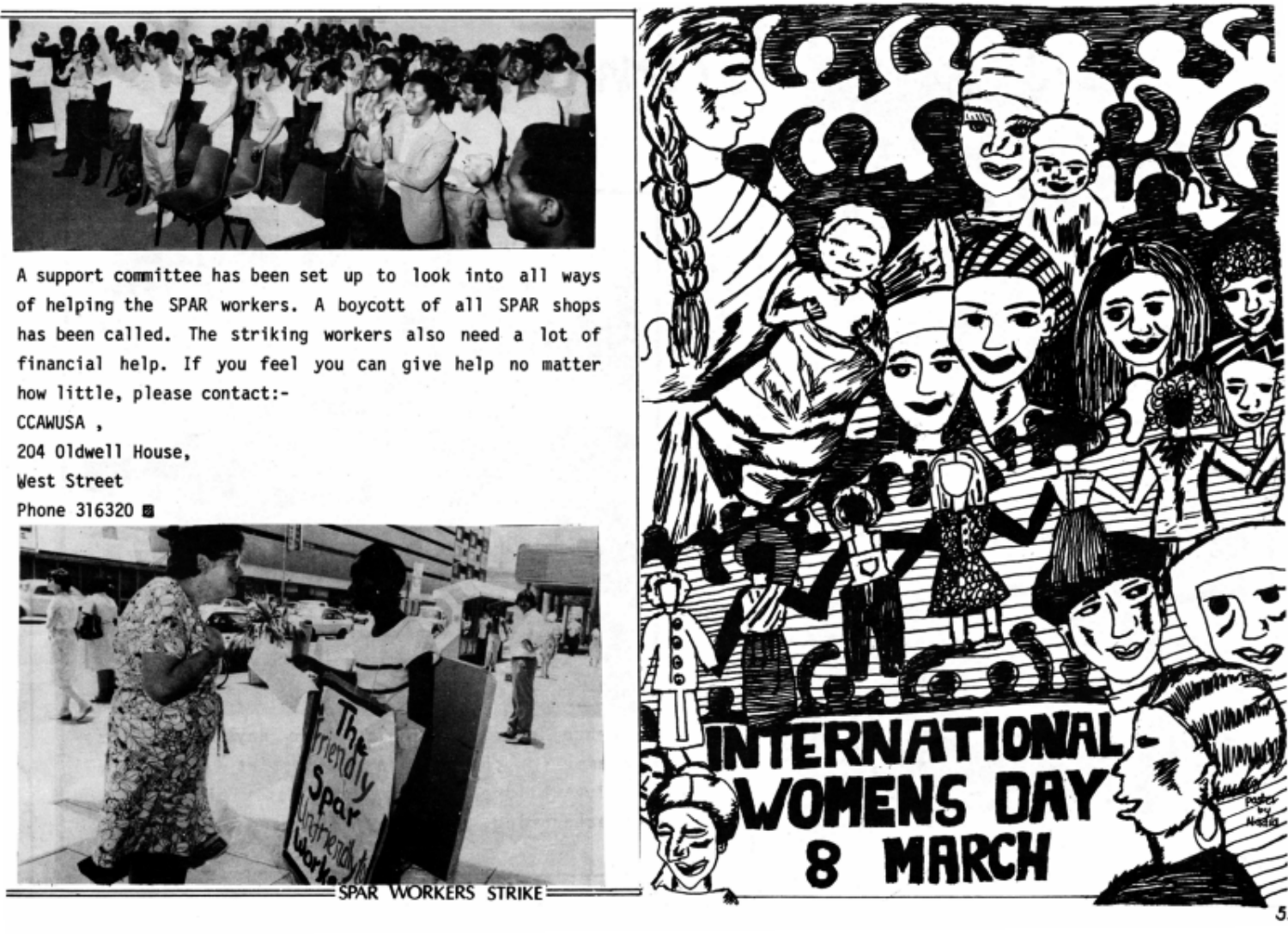A support committee has been set up to look into all ways of helping the SPAR workers. A boycott of all SPAR shops has been called. The striking workers also need a lot of financial help. If you feel you can give help no matter how little, please contact:-

CCAWUSA ,
204 Oldwell House,
West Street
Phone 316320

SPAR WORKERS STRIKE

INTERNATIONAL WOMENS DAY
8 MARCH